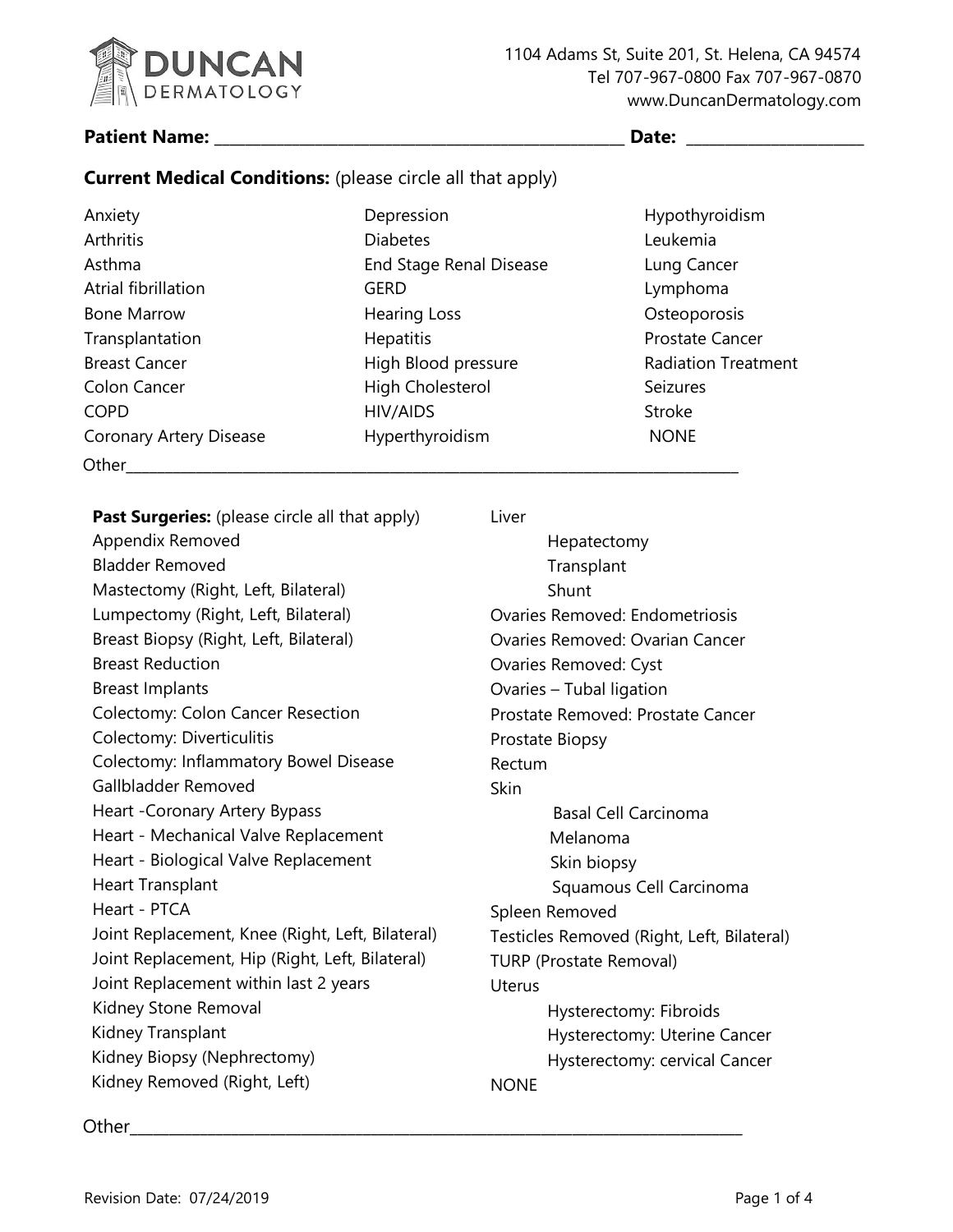# DUNCAN DERMATOLOGY

1104 Adams St, Suite 201, St. Helena, CA 94574
Tel 707-967-0800 Fax 707-967-0870
www.DuncanDermatology.com

**Patient Name:** ______________________________________________ **Date:** ____________________

**Current Medical Conditions:** (please circle all that apply)

- Anxiety
- Arthritis
- Asthma
- Atrial fibrillation
- Bone Marrow Transplantation
- Breast Cancer
- Colon Cancer
- COPD
- Coronary Artery Disease
- Depression
- Diabetes
- End Stage Renal Disease
- GERD
- Hearing Loss
- Hepatitis
- High Blood pressure
- High Cholesterol
- HIV/AIDS
- Hyperthyroidism
- Hypothyroidism
- Leukemia
- Lung Cancer
- Lymphoma
- Osteoporosis
- Prostate Cancer
- Radiation Treatment
- Seizures
- Stroke
- NONE

Other__________________________________________________________________________

**Past Surgeries:** (please circle all that apply)

- Appendix Removed
- Bladder Removed
- Mastectomy (Right, Left, Bilateral)
- Lumpectomy (Right, Left, Bilateral)
- Breast Biopsy (Right, Left, Bilateral)
- Breast Reduction
- Breast Implants
- Colectomy: Colon Cancer Resection
- Colectomy: Diverticulitis
- Colectomy: Inflammatory Bowel Disease
- Gallbladder Removed
- Heart -Coronary Artery Bypass
- Heart - Mechanical Valve Replacement
- Heart - Biological Valve Replacement
- Heart Transplant
- Heart - PTCA
- Joint Replacement, Knee (Right, Left, Bilateral)
- Joint Replacement, Hip (Right, Left, Bilateral)
- Joint Replacement within last 2 years
- Kidney Stone Removal
- Kidney Transplant
- Kidney Biopsy (Nephrectomy)
- Kidney Removed (Right, Left)
- Liver
  - Hepatectomy
  - Transplant
  - Shunt
- Ovaries Removed: Endometriosis
- Ovaries Removed: Ovarian Cancer
- Ovaries Removed: Cyst
- Ovaries – Tubal ligation
- Prostate Removed: Prostate Cancer
- Prostate Biopsy
- Rectum
- Skin
  - Basal Cell Carcinoma
  - Melanoma
  - Skin biopsy
  - Squamous Cell Carcinoma
- Spleen Removed
- Testicles Removed (Right, Left, Bilateral)
- TURP (Prostate Removal)
- Uterus
  - Hysterectomy: Fibroids
  - Hysterectomy: Uterine Cancer
  - Hysterectomy: cervical Cancer
- NONE

Other__________________________________________________________________________

Revision Date: 07/24/2019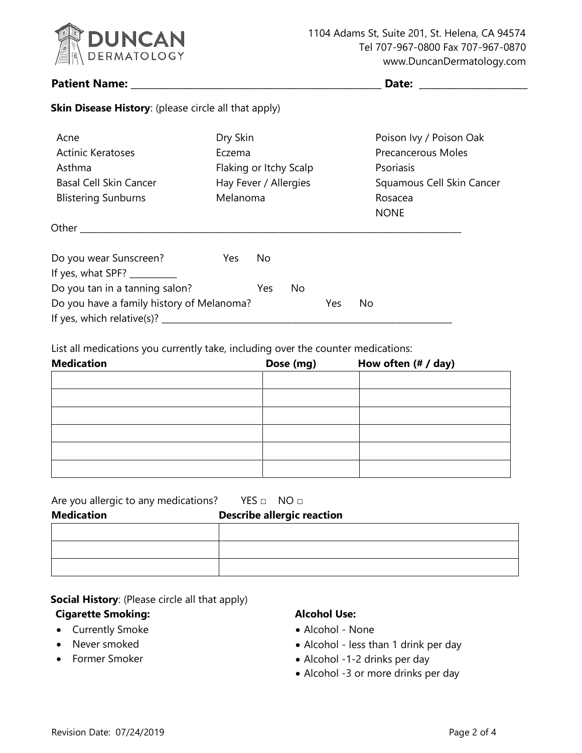**DUNCAN DERMATOLOGY**

1104 Adams St, Suite 201, St. Helena, CA 94574
Tel 707-967-0800 Fax 707-967-0870
www.DuncanDermatology.com

**Patient Name:** ______________________________ **Date:** ______________

**Skin Disease History**: (please circle all that apply)

| | | |
|---|---|---|
| Acne | Dry Skin | Poison Ivy / Poison Oak |
| Actinic Keratoses | Eczema | Precancerous Moles |
| Asthma | Flaking or Itchy Scalp | Psoriasis |
| Basal Cell Skin Cancer | Hay Fever / Allergies | Squamous Cell Skin Cancer |
| Blistering Sunburns | Melanoma | Rosacea |
| | | NONE |

Other ____________________________________________

Do you wear Sunscreen? Yes No

If yes, what SPF? ________

Do you tan in a tanning salon? Yes No

Do you have a family history of Melanoma? Yes No

If yes, which relative(s)? ______________________________

List all medications you currently take, including over the counter medications:

| Medication | Dose (mg) | How often (# / day) |
|---|---|---|
| | | |
| | | |
| | | |
| | | |
| | | |
| | | |

Are you allergic to any medications? YES □ NO □

| Medication | Describe allergic reaction |
|---|---|
| | |
| | |
| | |

**Social History**: (Please circle all that apply)

**Cigarette Smoking:**

- Currently Smoke
- Never smoked
- Former Smoker

**Alcohol Use:**

- Alcohol - None
- Alcohol - less than 1 drink per day
- Alcohol -1-2 drinks per day
- Alcohol -3 or more drinks per day

Revision Date: 07/24/2019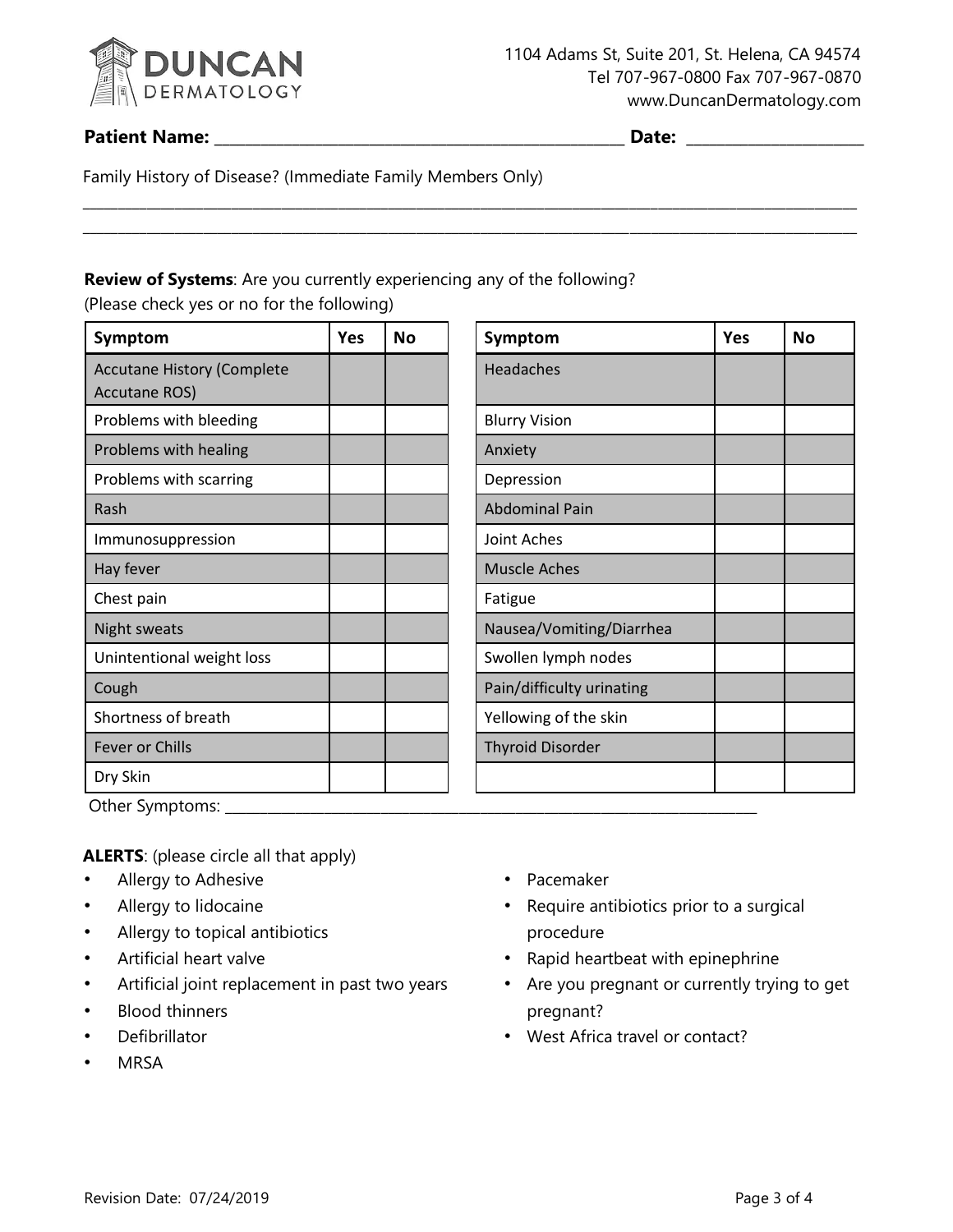**DUNCAN**
DERMATOLOGY

1104 Adams St, Suite 201, St. Helena, CA 94574
Tel 707-967-0800 Fax 707-967-0870
www.DuncanDermatology.com

**Patient Name:** ______________________________ **Date:** ____________________

Family History of Disease? (Immediate Family Members Only)

______________________________________________________________________________

______________________________________________________________________________

**Review of Systems**: Are you currently experiencing any of the following?
(Please check yes or no for the following)

| Symptom | Yes | No |
|---|---|---|
| Accutane History (Complete Accutane ROS) | | |
| Problems with bleeding | | |
| Problems with healing | | |
| Problems with scarring | | |
| Rash | | |
| Immunosuppression | | |
| Hay fever | | |
| Chest pain | | |
| Night sweats | | |
| Unintentional weight loss | | |
| Cough | | |
| Shortness of breath | | |
| Fever or Chills | | |
| Dry Skin | | |

| Symptom | Yes | No |
|---|---|---|
| Headaches | | |
| Blurry Vision | | |
| Anxiety | | |
| Depression | | |
| Abdominal Pain | | |
| Joint Aches | | |
| Muscle Aches | | |
| Fatigue | | |
| Nausea/Vomiting/Diarrhea | | |
| Swollen lymph nodes | | |
| Pain/difficulty urinating | | |
| Yellowing of the skin | | |
| Thyroid Disorder | | |
| | | |

Other Symptoms: ____________________________________________

**ALERTS**: (please circle all that apply)

- Allergy to Adhesive
- Allergy to lidocaine
- Allergy to topical antibiotics
- Artificial heart valve
- Artificial joint replacement in past two years
- Blood thinners
- Defibrillator
- MRSA
- Pacemaker
- Require antibiotics prior to a surgical procedure
- Rapid heartbeat with epinephrine
- Are you pregnant or currently trying to get pregnant?
- West Africa travel or contact?

Revision Date: 07/24/2019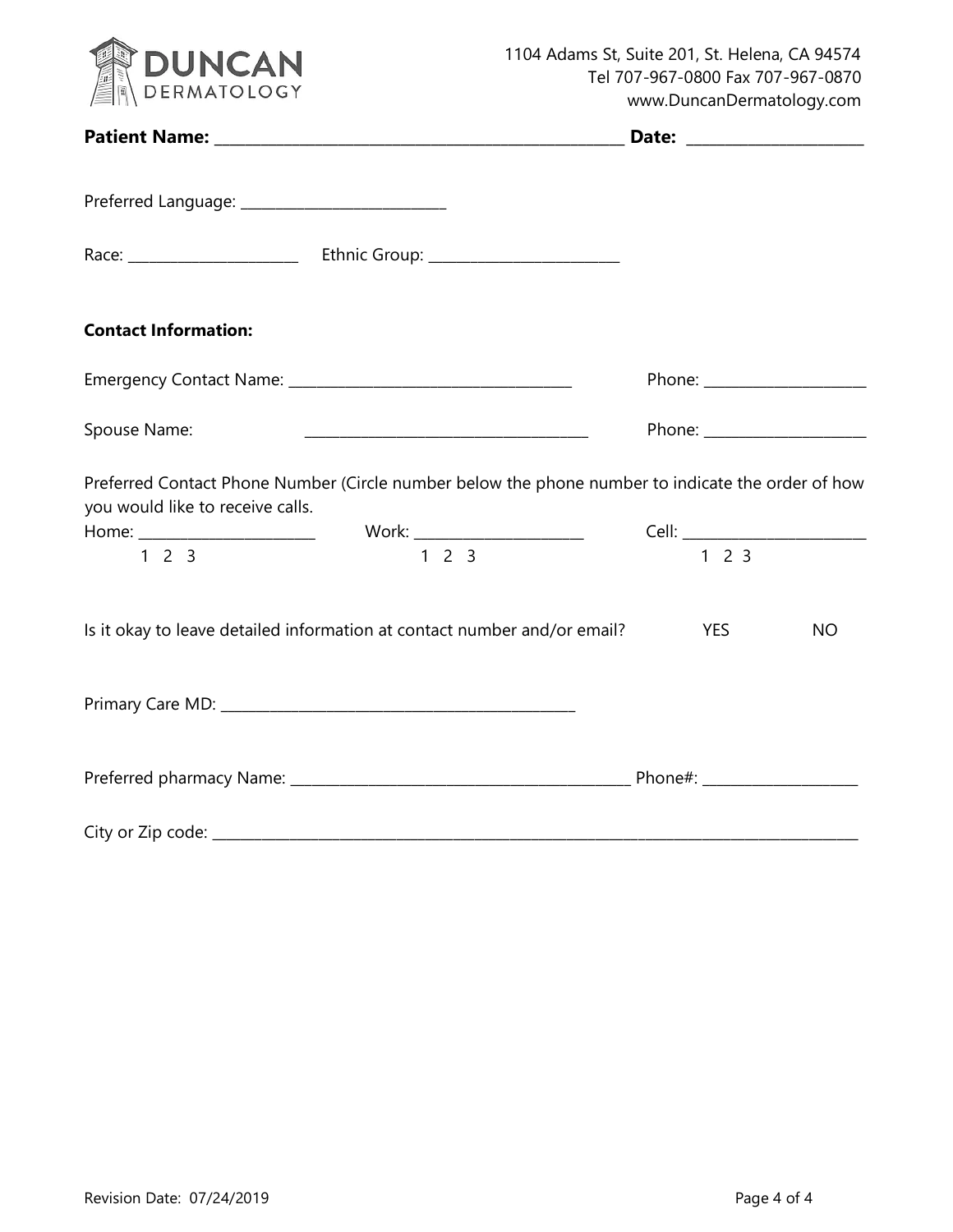**DUNCAN** DERMATOLOGY

1104 Adams St, Suite 201, St. Helena, CA 94574
Tel 707-967-0800 Fax 707-967-0870
www.DuncanDermatology.com

**Patient Name:** ______________________________________________ **Date:** ____________________

Preferred Language: _________________________

Race: _____________________ Ethnic Group: ________________________

**Contact Information:**

Emergency Contact Name: ____________________________________ Phone: ____________________

Spouse Name: ____________________________________ Phone: ____________________

Preferred Contact Phone Number (Circle number below the phone number to indicate the order of how you would like to receive calls.

Home: ______________________ Work: ______________________ Cell: ______________________

1 2 3 1 2 3 1 2 3

Is it okay to leave detailed information at contact number and/or email? YES NO

Primary Care MD: ______________________________________________

Preferred pharmacy Name: ____________________________________________ Phone#: ____________________

City or Zip code: ________________________________________________________________________________

Revision Date: 07/24/2019